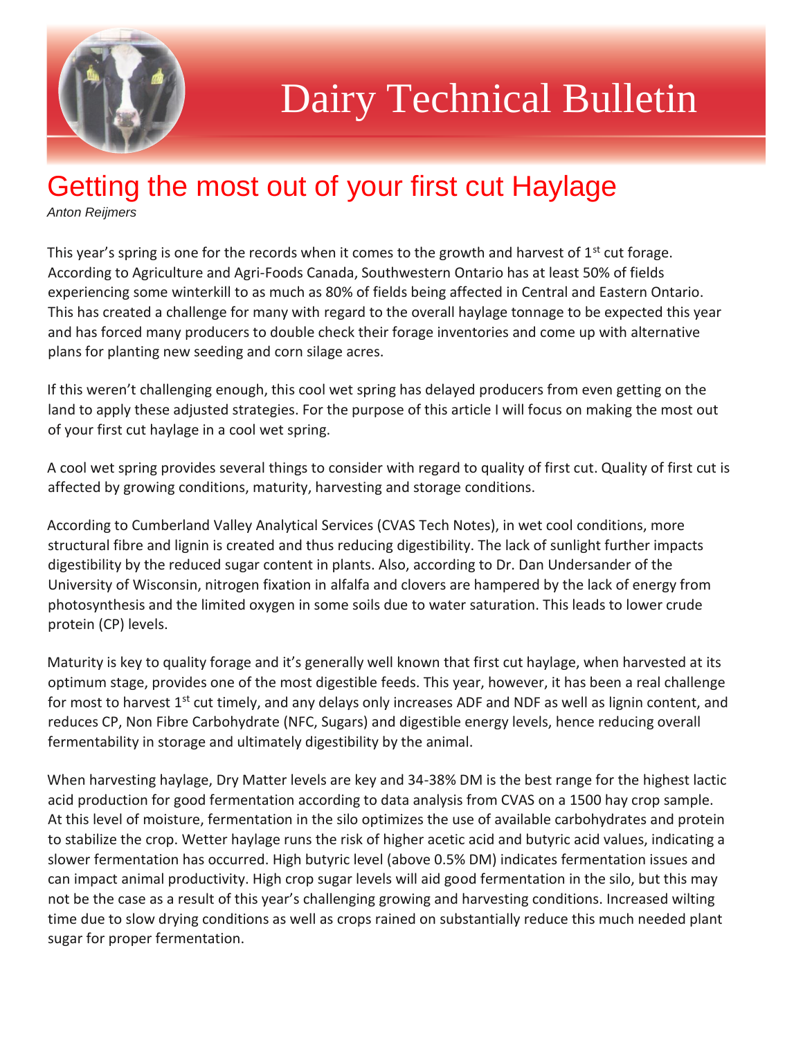# Dairy Technical Bulletin

## Getting the most out of your first cut Haylage

*Anton Reijmers*

This year's spring is one for the records when it comes to the growth and harvest of 1st cut forage. According to Agriculture and Agri-Foods Canada, Southwestern Ontario has at least 50% of fields experiencing some winterkill to as much as 80% of fields being affected in Central and Eastern Ontario. This has created a challenge for many with regard to the overall haylage tonnage to be expected this year and has forced many producers to double check their forage inventories and come up with alternative plans for planting new seeding and corn silage acres.

If this weren't challenging enough, this cool wet spring has delayed producers from even getting on the land to apply these adjusted strategies. For the purpose of this article I will focus on making the most out of your first cut haylage in a cool wet spring.

A cool wet spring provides several things to consider with regard to quality of first cut. Quality of first cut is affected by growing conditions, maturity, harvesting and storage conditions.

According to Cumberland Valley Analytical Services (CVAS Tech Notes), in wet cool conditions, more structural fibre and lignin is created and thus reducing digestibility. The lack of sunlight further impacts digestibility by the reduced sugar content in plants. Also, according to Dr. Dan Undersander of the University of Wisconsin, nitrogen fixation in alfalfa and clovers are hampered by the lack of energy from photosynthesis and the limited oxygen in some soils due to water saturation. This leads to lower crude protein (CP) levels.

Maturity is key to quality forage and it's generally well known that first cut haylage, when harvested at its optimum stage, provides one of the most digestible feeds. This year, however, it has been a real challenge for most to harvest 1st cut timely, and any delays only increases ADF and NDF as well as lignin content, and reduces CP, Non Fibre Carbohydrate (NFC, Sugars) and digestible energy levels, hence reducing overall fermentability in storage and ultimately digestibility by the animal.

When harvesting haylage, Dry Matter levels are key and 34-38% DM is the best range for the highest lactic acid production for good fermentation according to data analysis from CVAS on a 1500 hay crop sample. At this level of moisture, fermentation in the silo optimizes the use of available carbohydrates and protein to stabilize the crop. Wetter haylage runs the risk of higher acetic acid and butyric acid values, indicating a slower fermentation has occurred. High butyric level (above 0.5% DM) indicates fermentation issues and can impact animal productivity. High crop sugar levels will aid good fermentation in the silo, but this may not be the case as a result of this year's challenging growing and harvesting conditions. Increased wilting time due to slow drying conditions as well as crops rained on substantially reduce this much needed plant sugar for proper fermentation.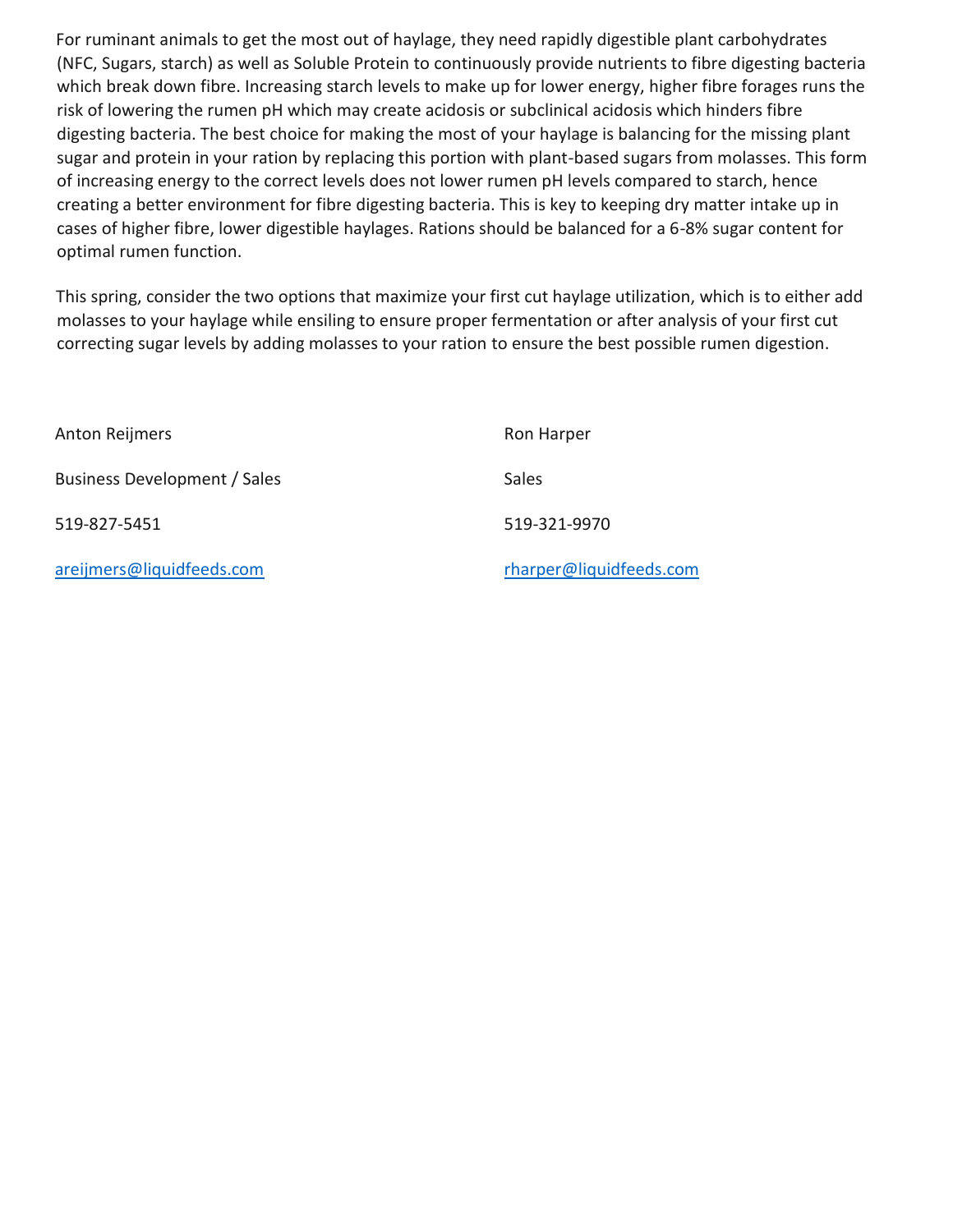For ruminant animals to get the most out of haylage, they need rapidly digestible plant carbohydrates (NFC, Sugars, starch) as well as Soluble Protein to continuously provide nutrients to fibre digesting bacteria which break down fibre. Increasing starch levels to make up for lower energy, higher fibre forages runs the risk of lowering the rumen pH which may create acidosis or subclinical acidosis which hinders fibre digesting bacteria. The best choice for making the most of your haylage is balancing for the missing plant sugar and protein in your ration by replacing this portion with plant-based sugars from molasses. This form of increasing energy to the correct levels does not lower rumen pH levels compared to starch, hence creating a better environment for fibre digesting bacteria. This is key to keeping dry matter intake up in cases of higher fibre, lower digestible haylages. Rations should be balanced for a 6-8% sugar content for optimal rumen function.

This spring, consider the two options that maximize your first cut haylage utilization, which is to either add molasses to your haylage while ensiling to ensure proper fermentation or after analysis of your first cut correcting sugar levels by adding molasses to your ration to ensure the best possible rumen digestion.

Anton Reijmers

Business Development / Sales

519-827-5451

areijmers@liquidfeeds.com

Ron Harper

Sales

519-321-9970

rharper@liquidfeeds.com